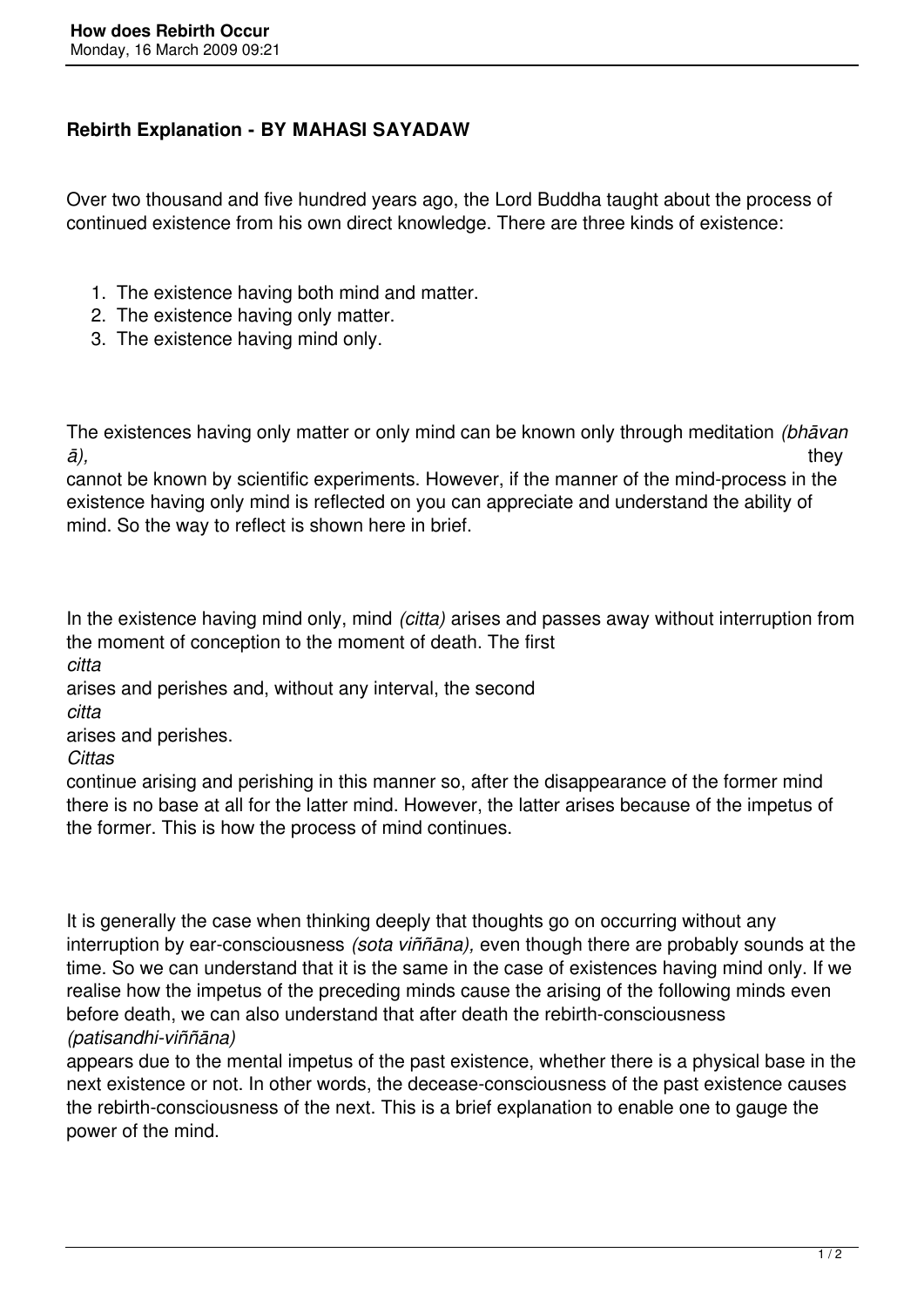**Rebirth Explanation - BY MAHASI SAYADAW**

Over two thousand and five hundred years ago, the Lord Buddha taught about the process of continued existence from his own direct knowledge. There are three kinds of existence:

1. The existence having both mind and matter.
2. The existence having only matter.
3. The existence having mind only.

The existences having only matter or only mind can be known only through meditation *(bhāvanā),* they cannot be known by scientific experiments. However, if the manner of the mind-process in the existence having only mind is reflected on you can appreciate and understand the ability of mind. So the way to reflect is shown here in brief.

In the existence having mind only, mind *(citta)* arises and passes away without interruption from the moment of conception to the moment of death. The first *citta* arises and perishes and, without any interval, the second *citta* arises and perishes. *Cittas* continue arising and perishing in this manner so, after the disappearance of the former mind there is no base at all for the latter mind. However, the latter arises because of the impetus of the former. This is how the process of mind continues.

It is generally the case when thinking deeply that thoughts go on occurring without any interruption by ear-consciousness *(sota viññāna),* even though there are probably sounds at the time. So we can understand that it is the same in the case of existences having mind only. If we realise how the impetus of the preceding minds cause the arising of the following minds even before death, we can also understand that after death the rebirth-consciousness *(patisandhi-viññāna)* appears due to the mental impetus of the past existence, whether there is a physical base in the next existence or not. In other words, the decease-consciousness of the past existence causes the rebirth-consciousness of the next. This is a brief explanation to enable one to gauge the power of the mind.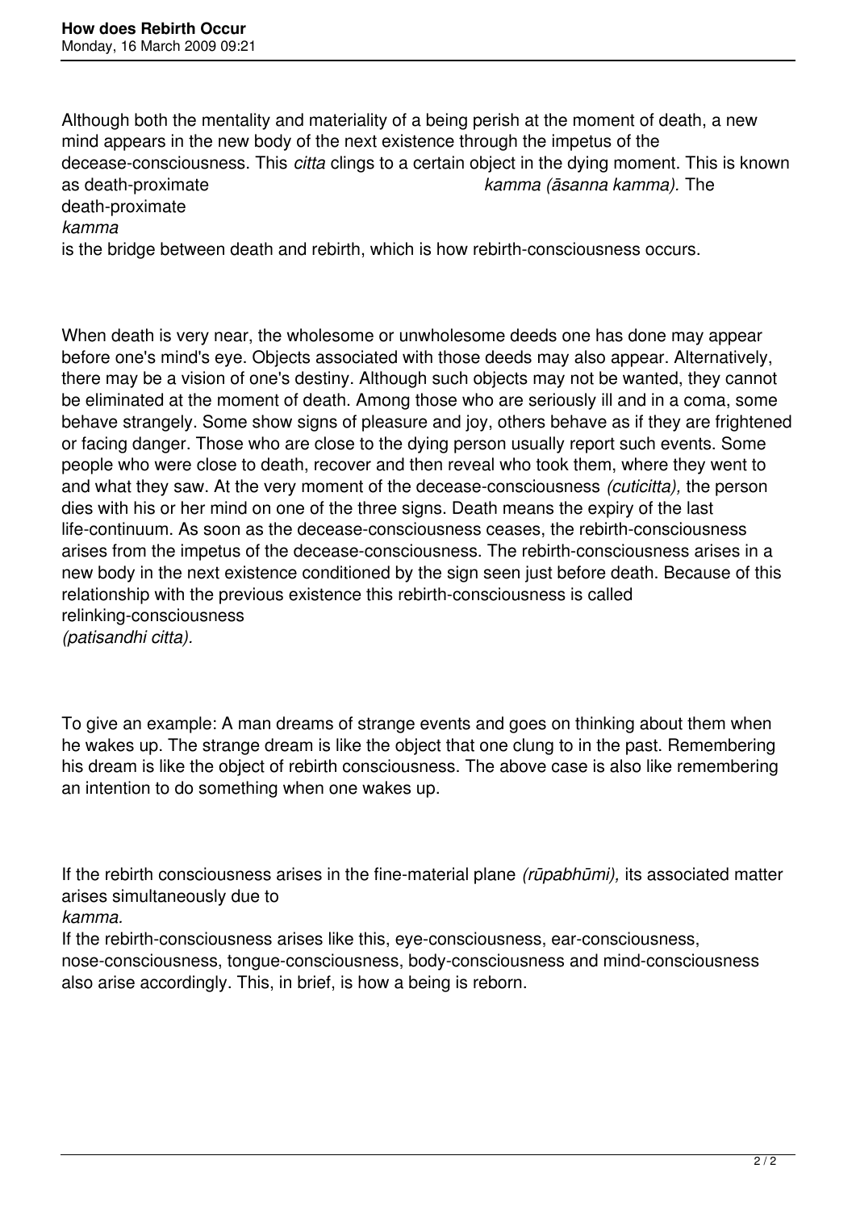Although both the mentality and materiality of a being perish at the moment of death, a new mind appears in the new body of the next existence through the impetus of the decease-consciousness. This *citta* clings to a certain object in the dying moment. This is known as death-proximate *kamma (āsanna kamma).* The death-proximate *kamma* is the bridge between death and rebirth, which is how rebirth-consciousness occurs.

When death is very near, the wholesome or unwholesome deeds one has done may appear before one's mind's eye. Objects associated with those deeds may also appear. Alternatively, there may be a vision of one's destiny. Although such objects may not be wanted, they cannot be eliminated at the moment of death. Among those who are seriously ill and in a coma, some behave strangely. Some show signs of pleasure and joy, others behave as if they are frightened or facing danger. Those who are close to the dying person usually report such events. Some people who were close to death, recover and then reveal who took them, where they went to and what they saw. At the very moment of the decease-consciousness *(cuticitta),* the person dies with his or her mind on one of the three signs. Death means the expiry of the last life-continuum. As soon as the decease-consciousness ceases, the rebirth-consciousness arises from the impetus of the decease-consciousness. The rebirth-consciousness arises in a new body in the next existence conditioned by the sign seen just before death. Because of this relationship with the previous existence this rebirth-consciousness is called relinking-consciousness *(patisandhi citta).*

To give an example: A man dreams of strange events and goes on thinking about them when he wakes up. The strange dream is like the object that one clung to in the past. Remembering his dream is like the object of rebirth consciousness. The above case is also like remembering an intention to do something when one wakes up.

If the rebirth consciousness arises in the fine-material plane *(rūpabhūmi),* its associated matter arises simultaneously due to *kamma.*
If the rebirth-consciousness arises like this, eye-consciousness, ear-consciousness, nose-consciousness, tongue-consciousness, body-consciousness and mind-consciousness also arise accordingly. This, in brief, is how a being is reborn.